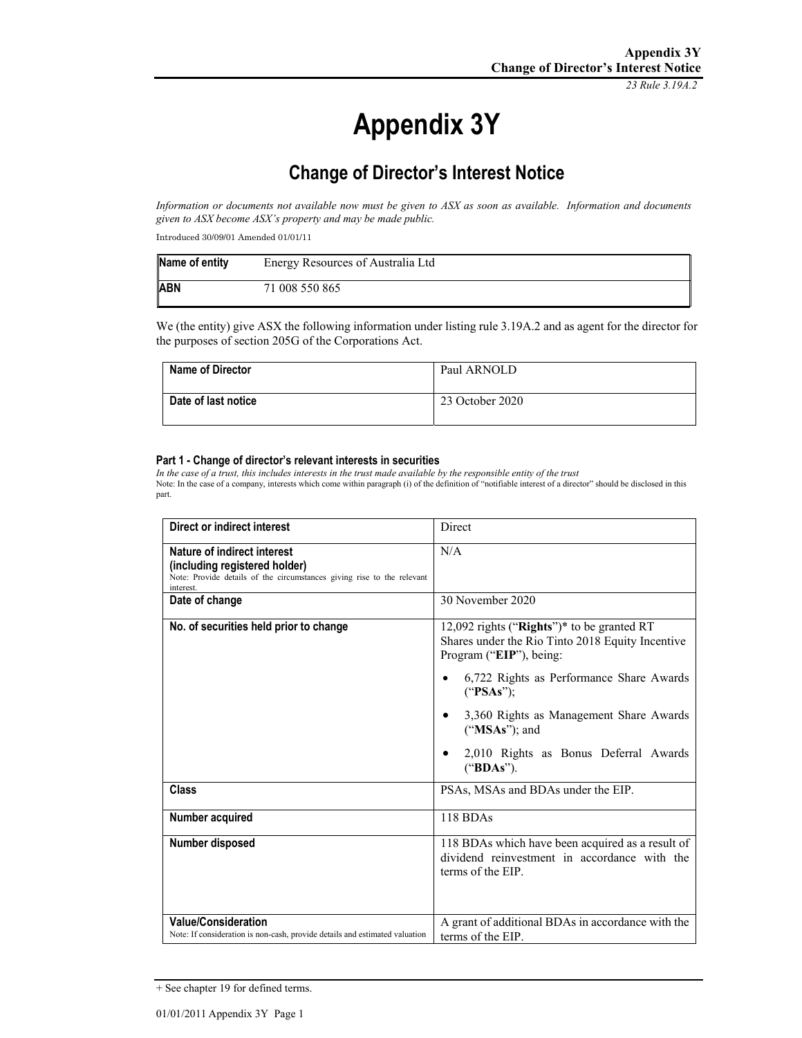# Appendix 3Y

## Change of Director's Interest Notice

*Information or documents not available now must be given to ASX as soon as available. Information and documents given to ASX become ASX's property and may be made public.*

Introduced 30/09/01 Amended 01/01/11

| Name of entity | Energy Resources of Australia Ltd |
|---|---|
| ABN | 71 008 550 865 |

We (the entity) give ASX the following information under listing rule 3.19A.2 and as agent for the director for the purposes of section 205G of the Corporations Act.

| Name of Director | Paul ARNOLD |
|---|---|
| Date of last notice | 23 October 2020 |

#### Part 1 - Change of director's relevant interests in securities

*In the case of a trust, this includes interests in the trust made available by the responsible entity of the trust*

Note: In the case of a company, interests which come within paragraph (i) of the definition of "notifiable interest of a director" should be disclosed in this part.

| Direct or indirect interest | Direct |
|---|---|
| **Nature of indirect interest (including registered holder)**<br>Note: Provide details of the circumstances giving rise to the relevant interest. | N/A |
| **Date of change** | 30 November 2020 |
| **No. of securities held prior to change** | 12,092 rights ("**Rights**")* to be granted RT Shares under the Rio Tinto 2018 Equity Incentive Program ("**EIP**"), being:<br>• 6,722 Rights as Performance Share Awards ("**PSAs**");<br>• 3,360 Rights as Management Share Awards ("**MSAs**"); and<br>• 2,010 Rights as Bonus Deferral Awards ("**BDAs**"). |
| **Class** | PSAs, MSAs and BDAs under the EIP. |
| **Number acquired** | 118 BDAs |
| **Number disposed** | 118 BDAs which have been acquired as a result of dividend reinvestment in accordance with the terms of the EIP. |
| **Value/Consideration**<br>Note: If consideration is non-cash, provide details and estimated valuation | A grant of additional BDAs in accordance with the terms of the EIP. |

+ See chapter 19 for defined terms.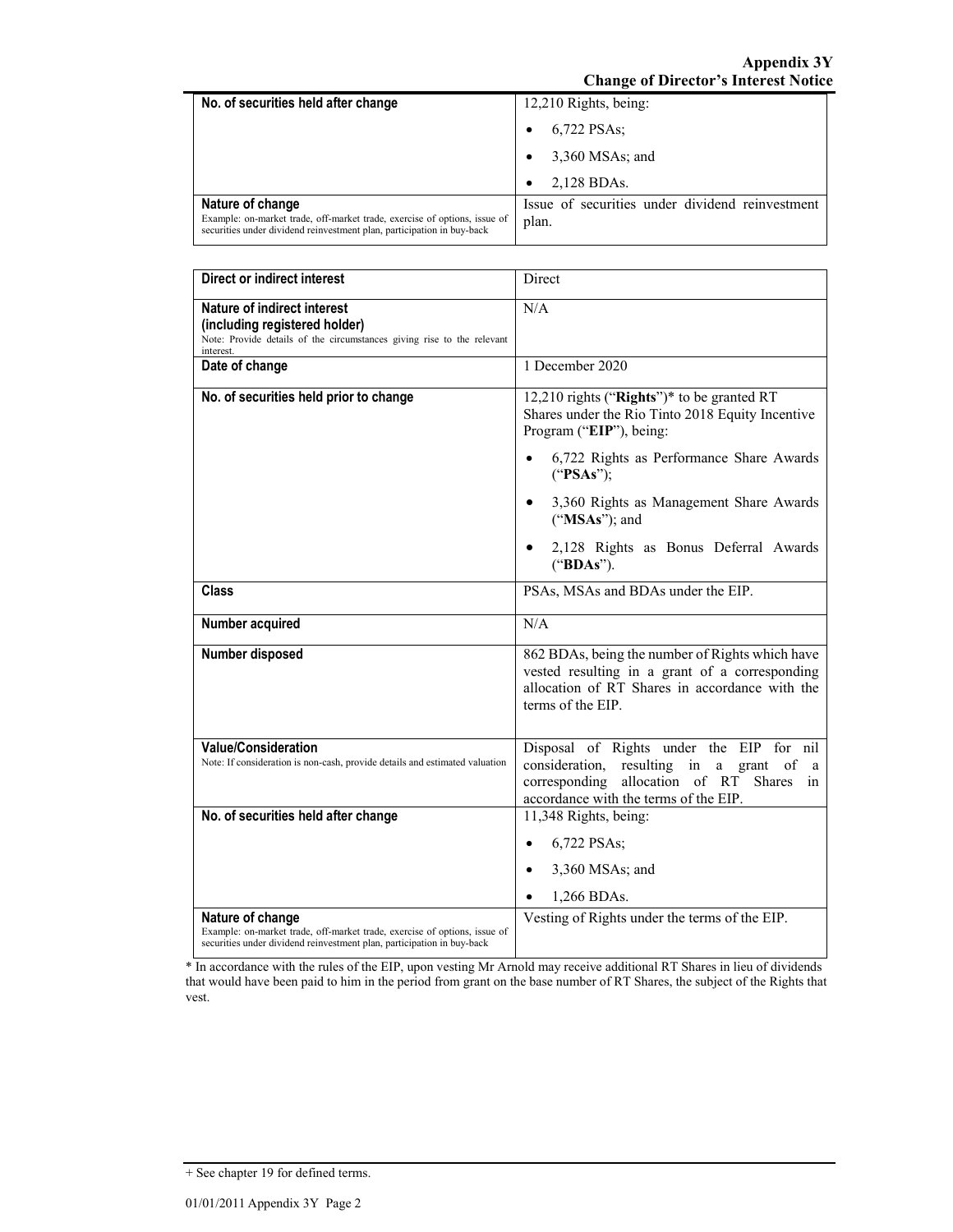| No. of securities held after change | 12,210 Rights, being:<br>• 6,722 PSAs;<br>• 3,360 MSAs; and<br>• 2,128 BDAs. |
|---|---|
| **Nature of change**<br>Example: on-market trade, off-market trade, exercise of options, issue of securities under dividend reinvestment plan, participation in buy-back | Issue of securities under dividend reinvestment plan. |

| Direct or indirect interest | Direct |
|---|---|
| **Nature of indirect interest (including registered holder)**<br>Note: Provide details of the circumstances giving rise to the relevant interest. | N/A |
| **Date of change** | 1 December 2020 |
| **No. of securities held prior to change** | 12,210 rights ("**Rights**")* to be granted RT Shares under the Rio Tinto 2018 Equity Incentive Program ("**EIP**"), being:<br>• 6,722 Rights as Performance Share Awards ("**PSAs**");<br>• 3,360 Rights as Management Share Awards ("**MSAs**"); and<br>• 2,128 Rights as Bonus Deferral Awards ("**BDAs**"). |
| **Class** | PSAs, MSAs and BDAs under the EIP. |
| **Number acquired** | N/A |
| **Number disposed** | 862 BDAs, being the number of Rights which have vested resulting in a grant of a corresponding allocation of RT Shares in accordance with the terms of the EIP. |
| **Value/Consideration**<br>Note: If consideration is non-cash, provide details and estimated valuation | Disposal of Rights under the EIP for nil consideration, resulting in a grant of a corresponding allocation of RT Shares in accordance with the terms of the EIP. |
| **No. of securities held after change** | 11,348 Rights, being:<br>• 6,722 PSAs;<br>• 3,360 MSAs; and<br>• 1,266 BDAs. |
| **Nature of change**<br>Example: on-market trade, off-market trade, exercise of options, issue of securities under dividend reinvestment plan, participation in buy-back | Vesting of Rights under the terms of the EIP. |

* In accordance with the rules of the EIP, upon vesting Mr Arnold may receive additional RT Shares in lieu of dividends that would have been paid to him in the period from grant on the base number of RT Shares, the subject of the Rights that vest.

+ See chapter 19 for defined terms.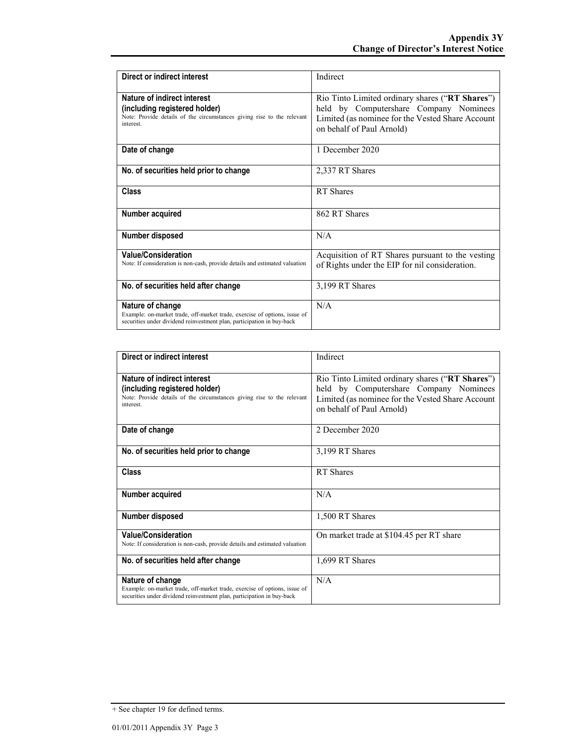| Direct or indirect interest | Indirect |
|---|---|
| **Nature of indirect interest (including registered holder)**<br>Note: Provide details of the circumstances giving rise to the relevant interest. | Rio Tinto Limited ordinary shares ("**RT Shares**") held by Computershare Company Nominees Limited (as nominee for the Vested Share Account on behalf of Paul Arnold) |
| **Date of change** | 1 December 2020 |
| **No. of securities held prior to change** | 2,337 RT Shares |
| **Class** | RT Shares |
| **Number acquired** | 862 RT Shares |
| **Number disposed** | N/A |
| **Value/Consideration**<br>Note: If consideration is non-cash, provide details and estimated valuation | Acquisition of RT Shares pursuant to the vesting of Rights under the EIP for nil consideration. |
| **No. of securities held after change** | 3,199 RT Shares |
| **Nature of change**<br>Example: on-market trade, off-market trade, exercise of options, issue of securities under dividend reinvestment plan, participation in buy-back | N/A |

| Direct or indirect interest | Indirect |
|---|---|
| **Nature of indirect interest (including registered holder)**<br>Note: Provide details of the circumstances giving rise to the relevant interest. | Rio Tinto Limited ordinary shares ("**RT Shares**") held by Computershare Company Nominees Limited (as nominee for the Vested Share Account on behalf of Paul Arnold) |
| **Date of change** | 2 December 2020 |
| **No. of securities held prior to change** | 3,199 RT Shares |
| **Class** | RT Shares |
| **Number acquired** | N/A |
| **Number disposed** | 1,500 RT Shares |
| **Value/Consideration**<br>Note: If consideration is non-cash, provide details and estimated valuation | On market trade at $104.45 per RT share |
| **No. of securities held after change** | 1,699 RT Shares |
| **Nature of change**<br>Example: on-market trade, off-market trade, exercise of options, issue of securities under dividend reinvestment plan, participation in buy-back | N/A |

+ See chapter 19 for defined terms.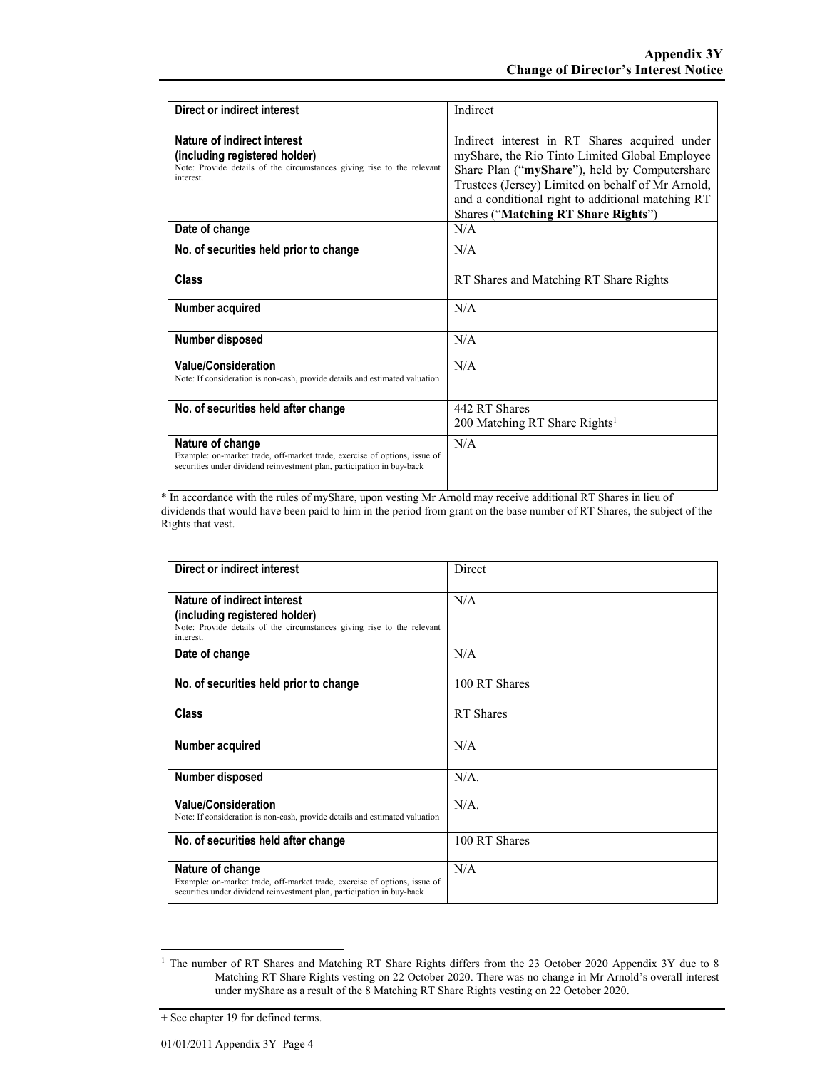| Direct or indirect interest | Indirect |
|---|---|
| **Nature of indirect interest (including registered holder)**<br>Note: Provide details of the circumstances giving rise to the relevant interest. | Indirect interest in RT Shares acquired under myShare, the Rio Tinto Limited Global Employee Share Plan ("**myShare**"), held by Computershare Trustees (Jersey) Limited on behalf of Mr Arnold, and a conditional right to additional matching RT Shares ("**Matching RT Share Rights**") |
| **Date of change** | N/A |
| **No. of securities held prior to change** | N/A |
| **Class** | RT Shares and Matching RT Share Rights |
| **Number acquired** | N/A |
| **Number disposed** | N/A |
| **Value/Consideration**<br>Note: If consideration is non-cash, provide details and estimated valuation | N/A |
| **No. of securities held after change** | 442 RT Shares<br>200 Matching RT Share Rights[1] |
| **Nature of change**<br>Example: on-market trade, off-market trade, exercise of options, issue of securities under dividend reinvestment plan, participation in buy-back | N/A |

* In accordance with the rules of myShare, upon vesting Mr Arnold may receive additional RT Shares in lieu of dividends that would have been paid to him in the period from grant on the base number of RT Shares, the subject of the Rights that vest.

| Direct or indirect interest | Direct |
|---|---|
| **Nature of indirect interest (including registered holder)**<br>Note: Provide details of the circumstances giving rise to the relevant interest. | N/A |
| **Date of change** | N/A |
| **No. of securities held prior to change** | 100 RT Shares |
| **Class** | RT Shares |
| **Number acquired** | N/A |
| **Number disposed** | N/A. |
| **Value/Consideration**<br>Note: If consideration is non-cash, provide details and estimated valuation | N/A. |
| **No. of securities held after change** | 100 RT Shares |
| **Nature of change**<br>Example: on-market trade, off-market trade, exercise of options, issue of securities under dividend reinvestment plan, participation in buy-back | N/A |

[1] The number of RT Shares and Matching RT Share Rights differs from the 23 October 2020 Appendix 3Y due to 8 Matching RT Share Rights vesting on 22 October 2020. There was no change in Mr Arnold's overall interest under myShare as a result of the 8 Matching RT Share Rights vesting on 22 October 2020.

+ See chapter 19 for defined terms.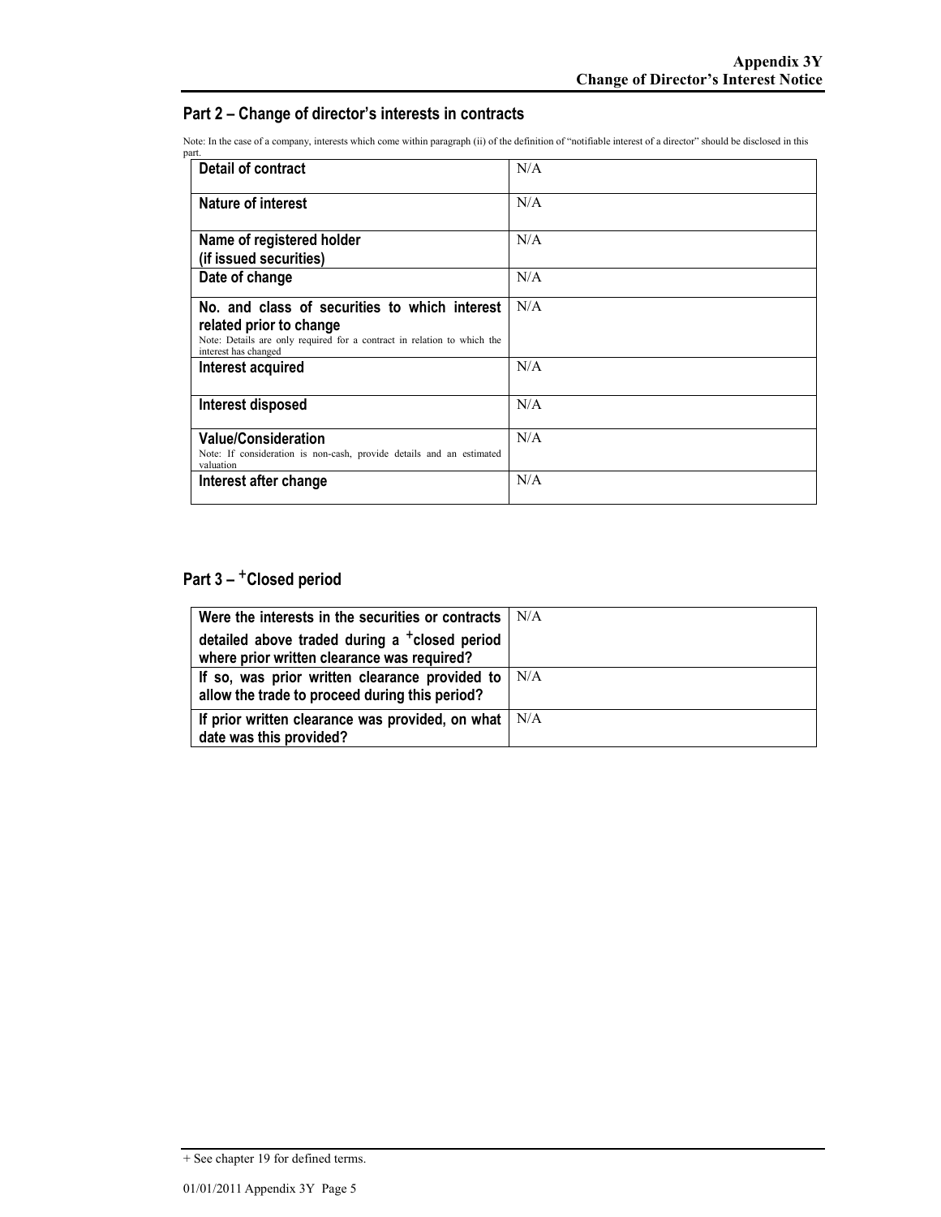## Part 2 – Change of director's interests in contracts

Note: In the case of a company, interests which come within paragraph (ii) of the definition of "notifiable interest of a director" should be disclosed in this part.

| | |
|---|---|
| **Detail of contract** | N/A |
| **Nature of interest** | N/A |
| **Name of registered holder (if issued securities)** | N/A |
| **Date of change** | N/A |
| **No. and class of securities to which interest related prior to change** Note: Details are only required for a contract in relation to which the interest has changed | N/A |
| **Interest acquired** | N/A |
| **Interest disposed** | N/A |
| **Value/Consideration** Note: If consideration is non-cash, provide details and an estimated valuation | N/A |
| **Interest after change** | N/A |

## Part 3 – +Closed period

| | |
|---|---|
| **Were the interests in the securities or contracts detailed above traded during a +closed period where prior written clearance was required?** | N/A |
| **If so, was prior written clearance provided to allow the trade to proceed during this period?** | N/A |
| **If prior written clearance was provided, on what date was this provided?** | N/A |

+ See chapter 19 for defined terms.